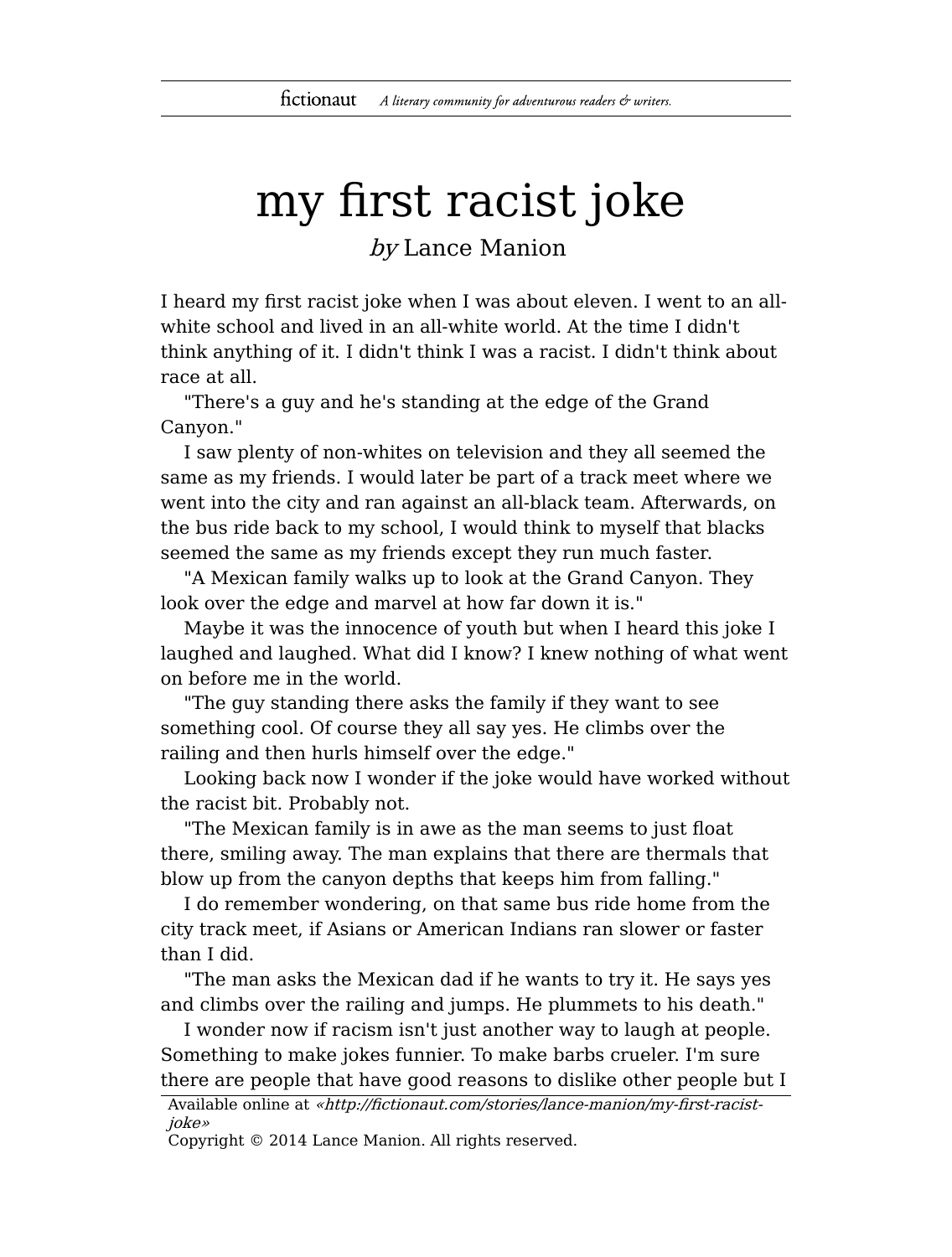# my first racist joke

*by* Lance Manion

I heard my first racist joke when I was about eleven. I went to an all-white school and lived in an all-white world. At the time I didn't think anything of it. I didn't think I was a racist. I didn't think about race at all.

"There's a guy and he's standing at the edge of the Grand Canyon."

I saw plenty of non-whites on television and they all seemed the same as my friends. I would later be part of a track meet where we went into the city and ran against an all-black team. Afterwards, on the bus ride back to my school, I would think to myself that blacks seemed the same as my friends except they run much faster.

"A Mexican family walks up to look at the Grand Canyon. They look over the edge and marvel at how far down it is."

Maybe it was the innocence of youth but when I heard this joke I laughed and laughed. What did I know? I knew nothing of what went on before me in the world.

"The guy standing there asks the family if they want to see something cool. Of course they all say yes. He climbs over the railing and then hurls himself over the edge."

Looking back now I wonder if the joke would have worked without the racist bit. Probably not.

"The Mexican family is in awe as the man seems to just float there, smiling away. The man explains that there are thermals that blow up from the canyon depths that keeps him from falling."

I do remember wondering, on that same bus ride home from the city track meet, if Asians or American Indians ran slower or faster than I did.

"The man asks the Mexican dad if he wants to try it. He says yes and climbs over the railing and jumps. He plummets to his death."

I wonder now if racism isn't just another way to laugh at people. Something to make jokes funnier. To make barbs crueler. I'm sure there are people that have good reasons to dislike other people but I

Available online at *«http://fictionaut.com/stories/lance-manion/my-first-racist-joke»*
Copyright © 2014 Lance Manion. All rights reserved.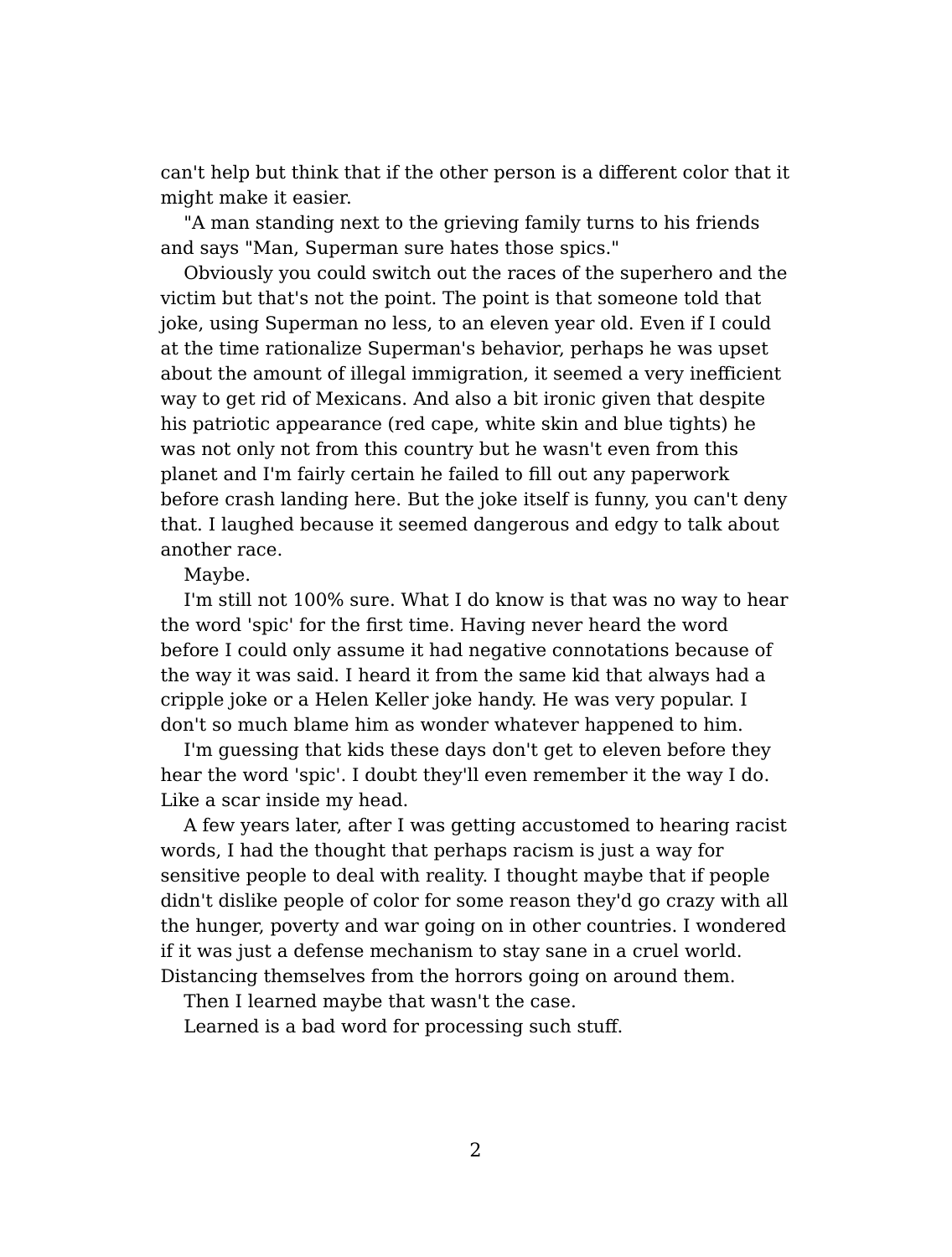can't help but think that if the other person is a different color that it might make it easier.

"A man standing next to the grieving family turns to his friends and says "Man, Superman sure hates those spics."

Obviously you could switch out the races of the superhero and the victim but that's not the point. The point is that someone told that joke, using Superman no less, to an eleven year old. Even if I could at the time rationalize Superman's behavior, perhaps he was upset about the amount of illegal immigration, it seemed a very inefficient way to get rid of Mexicans. And also a bit ironic given that despite his patriotic appearance (red cape, white skin and blue tights) he was not only not from this country but he wasn't even from this planet and I'm fairly certain he failed to fill out any paperwork before crash landing here. But the joke itself is funny, you can't deny that. I laughed because it seemed dangerous and edgy to talk about another race.

Maybe.

I'm still not 100% sure. What I do know is that was no way to hear the word 'spic' for the first time. Having never heard the word before I could only assume it had negative connotations because of the way it was said. I heard it from the same kid that always had a cripple joke or a Helen Keller joke handy. He was very popular. I don't so much blame him as wonder whatever happened to him.

I'm guessing that kids these days don't get to eleven before they hear the word 'spic'. I doubt they'll even remember it the way I do. Like a scar inside my head.

A few years later, after I was getting accustomed to hearing racist words, I had the thought that perhaps racism is just a way for sensitive people to deal with reality. I thought maybe that if people didn't dislike people of color for some reason they'd go crazy with all the hunger, poverty and war going on in other countries. I wondered if it was just a defense mechanism to stay sane in a cruel world. Distancing themselves from the horrors going on around them.

Then I learned maybe that wasn't the case.

Learned is a bad word for processing such stuff.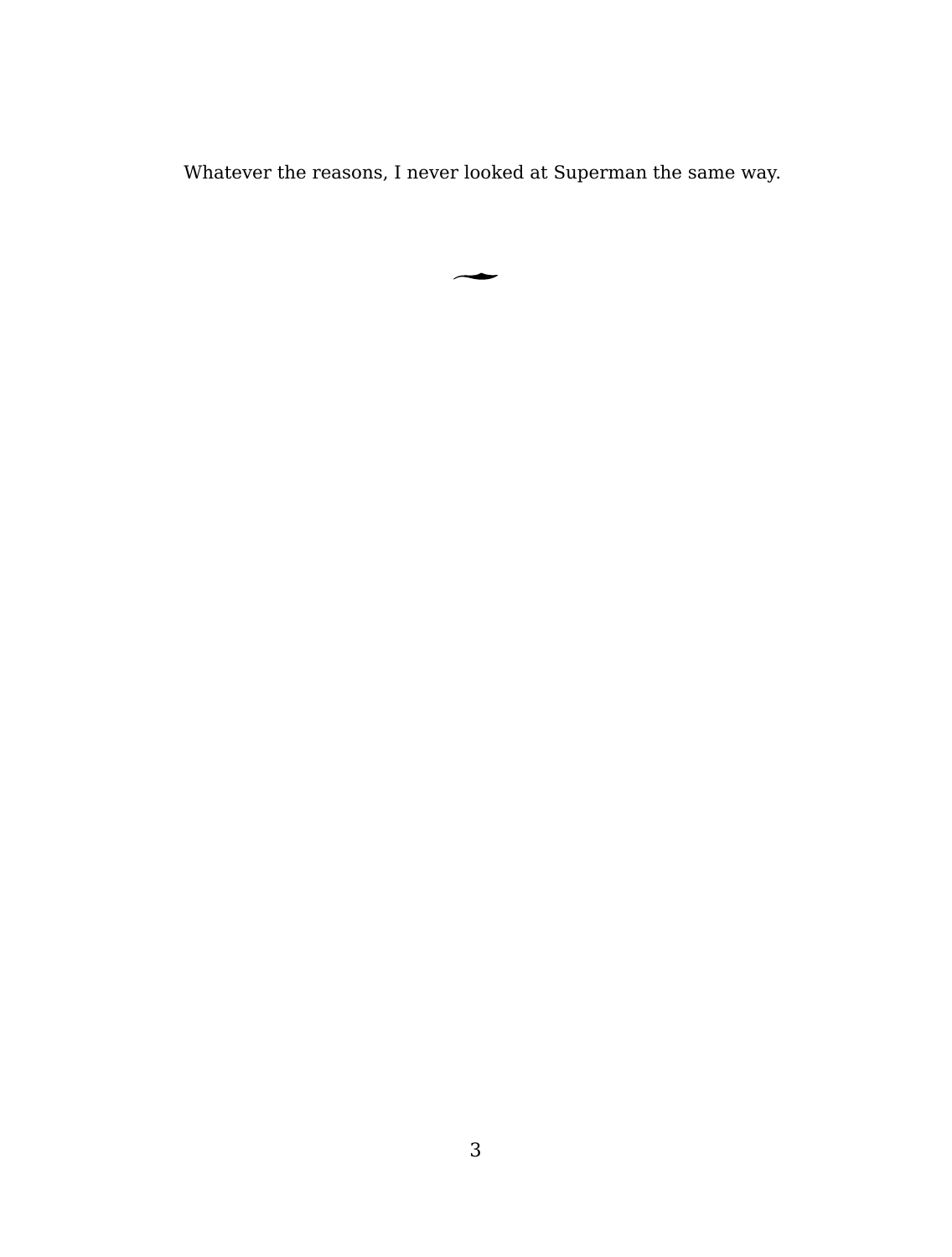Whatever the reasons, I never looked at Superman the same way.